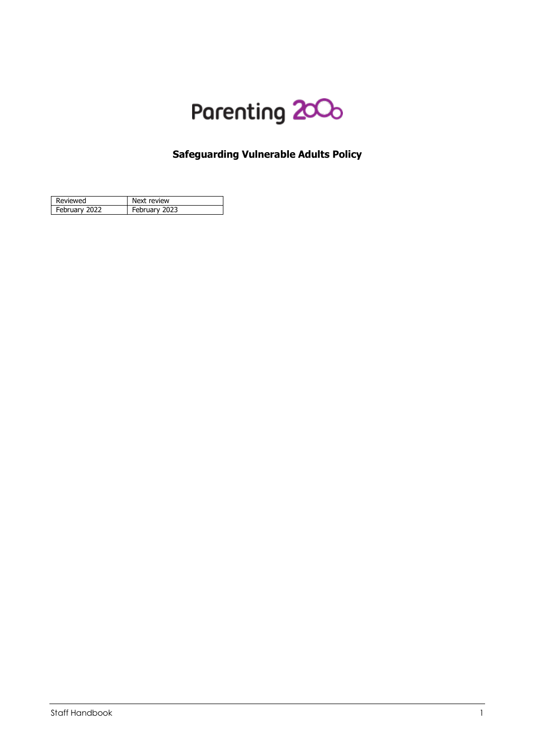Parenting 2000

# Safeguarding Vulnerable Adults Policy

| Reviewed | Next review |
| --- | --- |
| February 2022 | February 2023 |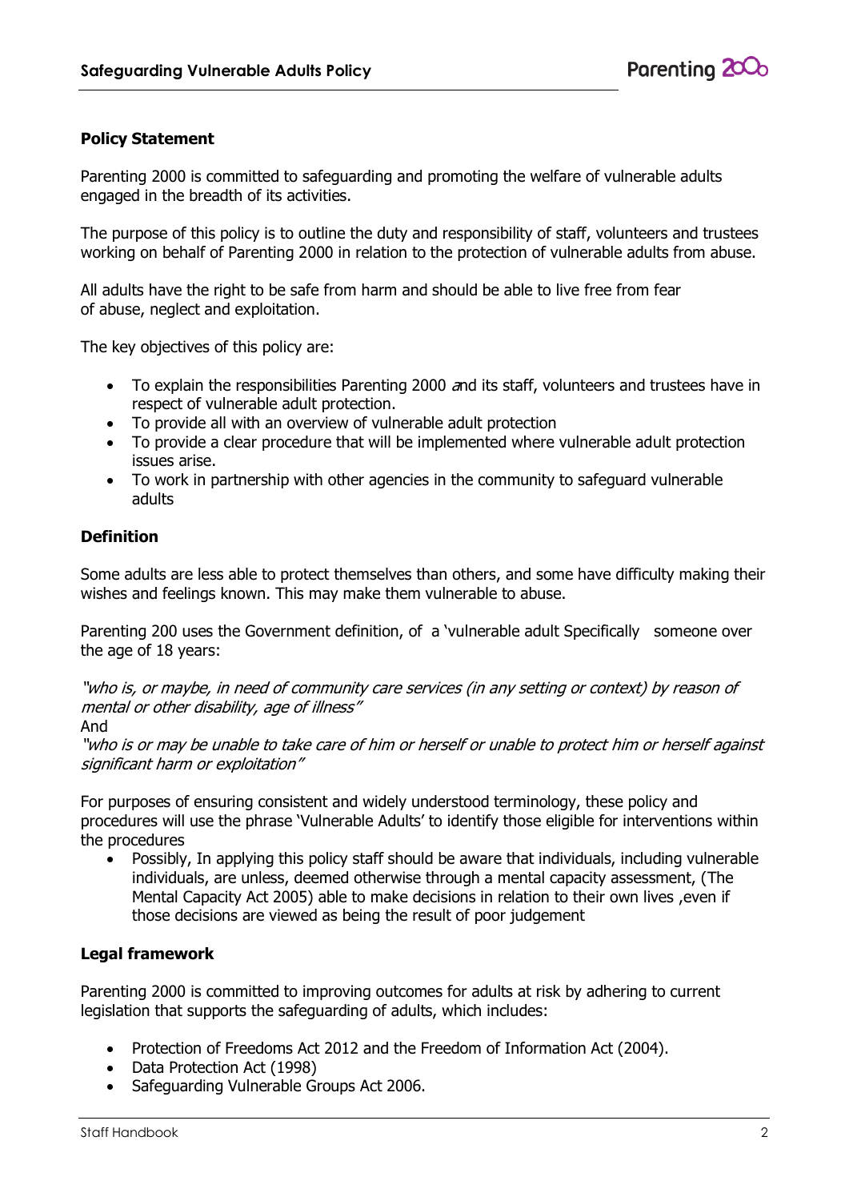**Policy Statement**

Parenting 2000 is committed to safeguarding and promoting the welfare of vulnerable adults engaged in the breadth of its activities.

The purpose of this policy is to outline the duty and responsibility of staff, volunteers and trustees working on behalf of Parenting 2000 in relation to the protection of vulnerable adults from abuse.

All adults have the right to be safe from harm and should be able to live free from fear of abuse, neglect and exploitation.

The key objectives of this policy are:

- To explain the responsibilities Parenting 2000 and its staff, volunteers and trustees have in respect of vulnerable adult protection.
- To provide all with an overview of vulnerable adult protection
- To provide a clear procedure that will be implemented where vulnerable adult protection issues arise.
- To work in partnership with other agencies in the community to safeguard vulnerable adults

**Definition**

Some adults are less able to protect themselves than others, and some have difficulty making their wishes and feelings known. This may make them vulnerable to abuse.

Parenting 200 uses the Government definition, of a 'vulnerable adult Specifically someone over the age of 18 years:

*"who is, or maybe, in need of community care services (in any setting or context) by reason of mental or other disability, age of illness"*
And
*"who is or may be unable to take care of him or herself or unable to protect him or herself against significant harm or exploitation"*

For purposes of ensuring consistent and widely understood terminology, these policy and procedures will use the phrase 'Vulnerable Adults' to identify those eligible for interventions within the procedures

- Possibly, In applying this policy staff should be aware that individuals, including vulnerable individuals, are unless, deemed otherwise through a mental capacity assessment, (The Mental Capacity Act 2005) able to make decisions in relation to their own lives ,even if those decisions are viewed as being the result of poor judgement

**Legal framework**

Parenting 2000 is committed to improving outcomes for adults at risk by adhering to current legislation that supports the safeguarding of adults, which includes:

- Protection of Freedoms Act 2012 and the Freedom of Information Act (2004).
- Data Protection Act (1998)
- Safeguarding Vulnerable Groups Act 2006.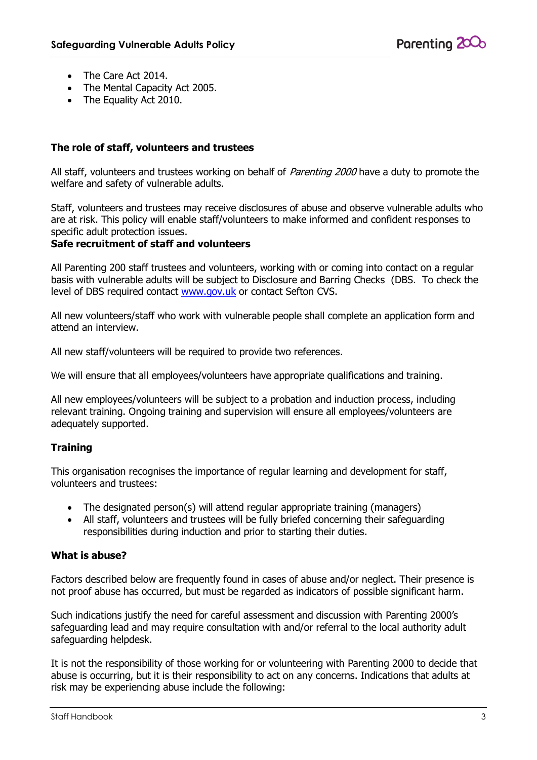- The Care Act 2014.
- The Mental Capacity Act 2005.
- The Equality Act 2010.

**The role of staff, volunteers and trustees**

All staff, volunteers and trustees working on behalf of *Parenting 2000* have a duty to promote the welfare and safety of vulnerable adults.

Staff, volunteers and trustees may receive disclosures of abuse and observe vulnerable adults who are at risk. This policy will enable staff/volunteers to make informed and confident responses to specific adult protection issues.

**Safe recruitment of staff and volunteers**

All Parenting 200 staff trustees and volunteers, working with or coming into contact on a regular basis with vulnerable adults will be subject to Disclosure and Barring Checks (DBS. To check the level of DBS required contact [www.gov.uk](www.gov.uk) or contact Sefton CVS.

All new volunteers/staff who work with vulnerable people shall complete an application form and attend an interview.

All new staff/volunteers will be required to provide two references.

We will ensure that all employees/volunteers have appropriate qualifications and training.

All new employees/volunteers will be subject to a probation and induction process, including relevant training. Ongoing training and supervision will ensure all employees/volunteers are adequately supported.

**Training**

This organisation recognises the importance of regular learning and development for staff, volunteers and trustees:

- The designated person(s) will attend regular appropriate training (managers)
- All staff, volunteers and trustees will be fully briefed concerning their safeguarding responsibilities during induction and prior to starting their duties.

**What is abuse?**

Factors described below are frequently found in cases of abuse and/or neglect. Their presence is not proof abuse has occurred, but must be regarded as indicators of possible significant harm.

Such indications justify the need for careful assessment and discussion with Parenting 2000's safeguarding lead and may require consultation with and/or referral to the local authority adult safeguarding helpdesk.

It is not the responsibility of those working for or volunteering with Parenting 2000 to decide that abuse is occurring, but it is their responsibility to act on any concerns. Indications that adults at risk may be experiencing abuse include the following: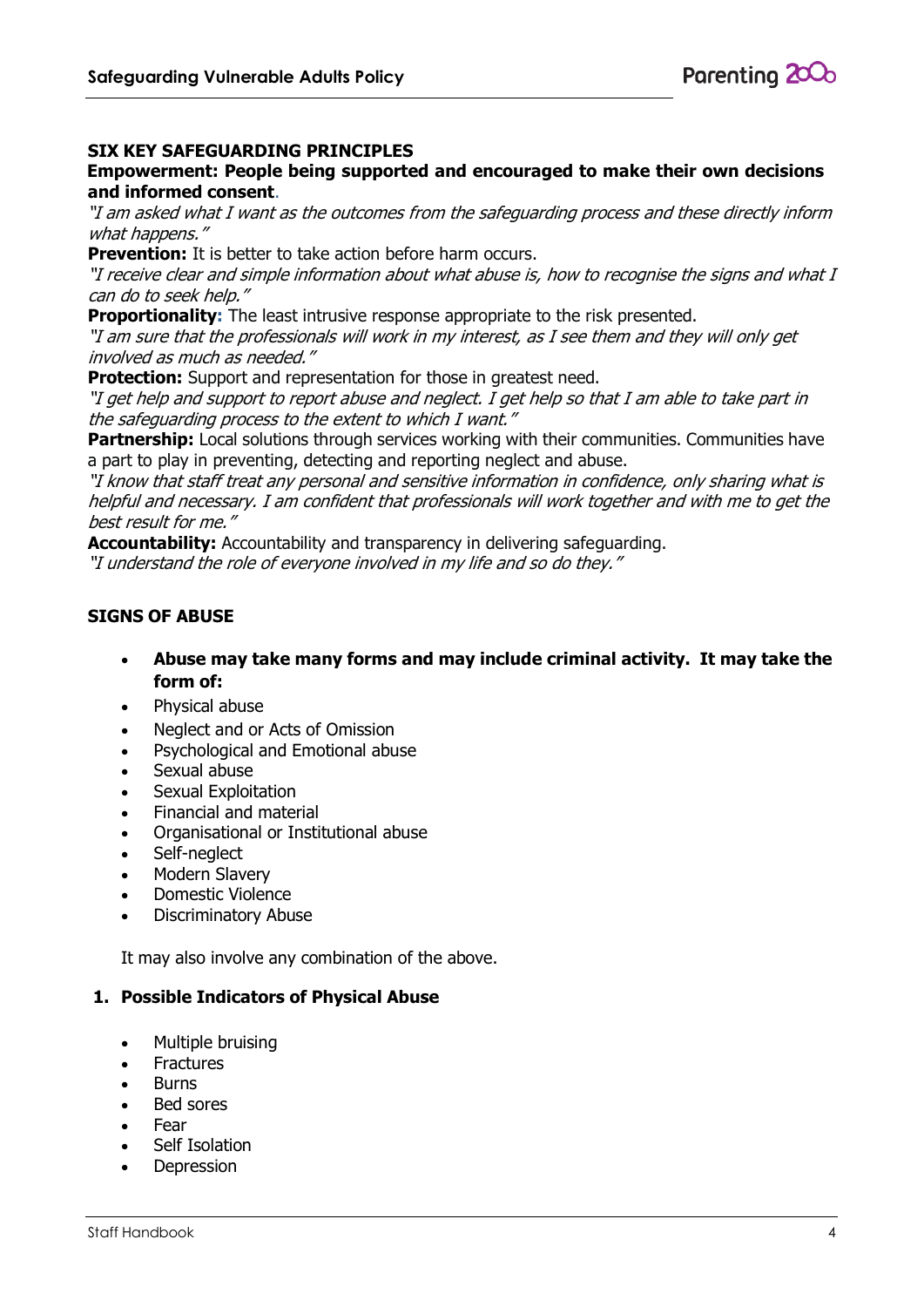## SIX KEY SAFEGUARDING PRINCIPLES

**Empowerment: People being supported and encouraged to make their own decisions and informed consent.**

*"I am asked what I want as the outcomes from the safeguarding process and these directly inform what happens."*

**Prevention:** It is better to take action before harm occurs.

*"I receive clear and simple information about what abuse is, how to recognise the signs and what I can do to seek help."*

**Proportionality:** The least intrusive response appropriate to the risk presented.

*"I am sure that the professionals will work in my interest, as I see them and they will only get involved as much as needed."*

**Protection:** Support and representation for those in greatest need.

*"I get help and support to report abuse and neglect. I get help so that I am able to take part in the safeguarding process to the extent to which I want."*

**Partnership:** Local solutions through services working with their communities. Communities have a part to play in preventing, detecting and reporting neglect and abuse.

*"I know that staff treat any personal and sensitive information in confidence, only sharing what is helpful and necessary. I am confident that professionals will work together and with me to get the best result for me."*

**Accountability:** Accountability and transparency in delivering safeguarding.

*"I understand the role of everyone involved in my life and so do they."*

## SIGNS OF ABUSE

- **Abuse may take many forms and may include criminal activity. It may take the form of:**
- Physical abuse
- Neglect and or Acts of Omission
- Psychological and Emotional abuse
- Sexual abuse
- Sexual Exploitation
- Financial and material
- Organisational or Institutional abuse
- Self-neglect
- Modern Slavery
- Domestic Violence
- Discriminatory Abuse

It may also involve any combination of the above.

### 1. Possible Indicators of Physical Abuse

- Multiple bruising
- Fractures
- Burns
- Bed sores
- Fear
- Self Isolation
- Depression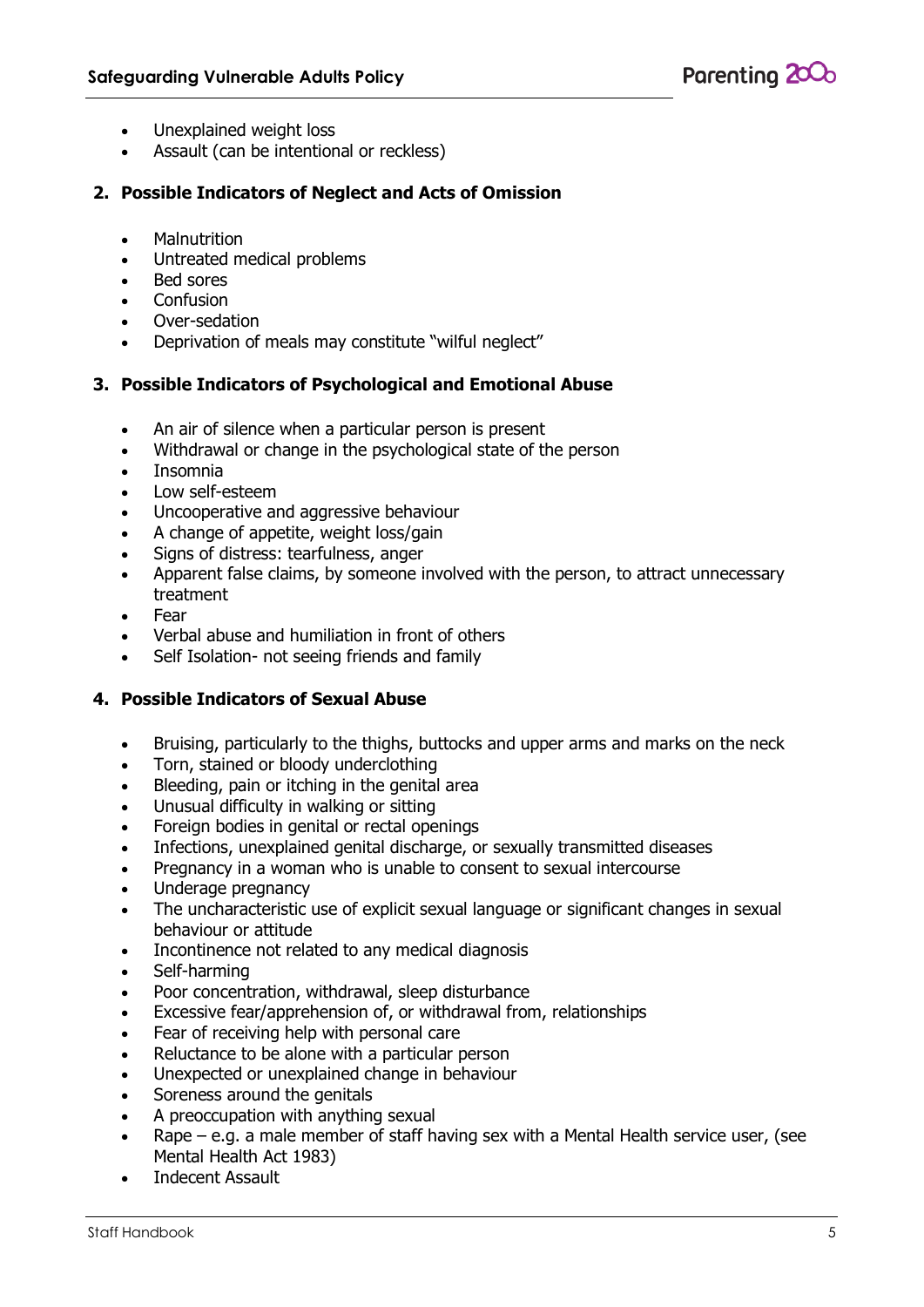- Unexplained weight loss
- Assault (can be intentional or reckless)

**2. Possible Indicators of Neglect and Acts of Omission**

- Malnutrition
- Untreated medical problems
- Bed sores
- Confusion
- Over-sedation
- Deprivation of meals may constitute "wilful neglect"

**3. Possible Indicators of Psychological and Emotional Abuse**

- An air of silence when a particular person is present
- Withdrawal or change in the psychological state of the person
- Insomnia
- Low self-esteem
- Uncooperative and aggressive behaviour
- A change of appetite, weight loss/gain
- Signs of distress: tearfulness, anger
- Apparent false claims, by someone involved with the person, to attract unnecessary treatment
- Fear
- Verbal abuse and humiliation in front of others
- Self Isolation- not seeing friends and family

**4. Possible Indicators of Sexual Abuse**

- Bruising, particularly to the thighs, buttocks and upper arms and marks on the neck
- Torn, stained or bloody underclothing
- Bleeding, pain or itching in the genital area
- Unusual difficulty in walking or sitting
- Foreign bodies in genital or rectal openings
- Infections, unexplained genital discharge, or sexually transmitted diseases
- Pregnancy in a woman who is unable to consent to sexual intercourse
- Underage pregnancy
- The uncharacteristic use of explicit sexual language or significant changes in sexual behaviour or attitude
- Incontinence not related to any medical diagnosis
- Self-harming
- Poor concentration, withdrawal, sleep disturbance
- Excessive fear/apprehension of, or withdrawal from, relationships
- Fear of receiving help with personal care
- Reluctance to be alone with a particular person
- Unexpected or unexplained change in behaviour
- Soreness around the genitals
- A preoccupation with anything sexual
- Rape – e.g. a male member of staff having sex with a Mental Health service user, (see Mental Health Act 1983)
- Indecent Assault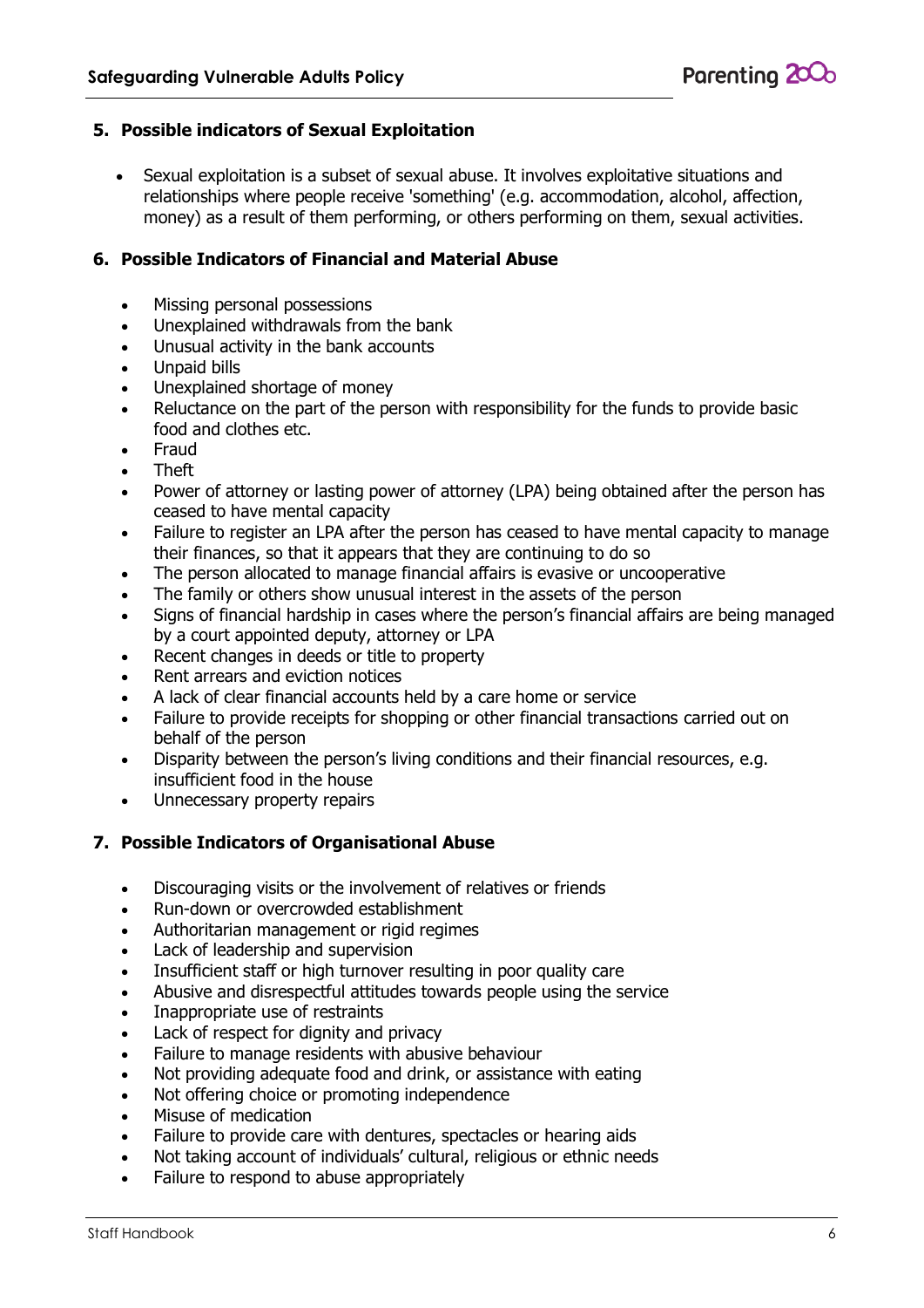## 5. Possible indicators of Sexual Exploitation

- Sexual exploitation is a subset of sexual abuse. It involves exploitative situations and relationships where people receive 'something' (e.g. accommodation, alcohol, affection, money) as a result of them performing, or others performing on them, sexual activities.

## 6. Possible Indicators of Financial and Material Abuse

- Missing personal possessions
- Unexplained withdrawals from the bank
- Unusual activity in the bank accounts
- Unpaid bills
- Unexplained shortage of money
- Reluctance on the part of the person with responsibility for the funds to provide basic food and clothes etc.
- Fraud
- Theft
- Power of attorney or lasting power of attorney (LPA) being obtained after the person has ceased to have mental capacity
- Failure to register an LPA after the person has ceased to have mental capacity to manage their finances, so that it appears that they are continuing to do so
- The person allocated to manage financial affairs is evasive or uncooperative
- The family or others show unusual interest in the assets of the person
- Signs of financial hardship in cases where the person's financial affairs are being managed by a court appointed deputy, attorney or LPA
- Recent changes in deeds or title to property
- Rent arrears and eviction notices
- A lack of clear financial accounts held by a care home or service
- Failure to provide receipts for shopping or other financial transactions carried out on behalf of the person
- Disparity between the person's living conditions and their financial resources, e.g. insufficient food in the house
- Unnecessary property repairs

## 7. Possible Indicators of Organisational Abuse

- Discouraging visits or the involvement of relatives or friends
- Run-down or overcrowded establishment
- Authoritarian management or rigid regimes
- Lack of leadership and supervision
- Insufficient staff or high turnover resulting in poor quality care
- Abusive and disrespectful attitudes towards people using the service
- Inappropriate use of restraints
- Lack of respect for dignity and privacy
- Failure to manage residents with abusive behaviour
- Not providing adequate food and drink, or assistance with eating
- Not offering choice or promoting independence
- Misuse of medication
- Failure to provide care with dentures, spectacles or hearing aids
- Not taking account of individuals' cultural, religious or ethnic needs
- Failure to respond to abuse appropriately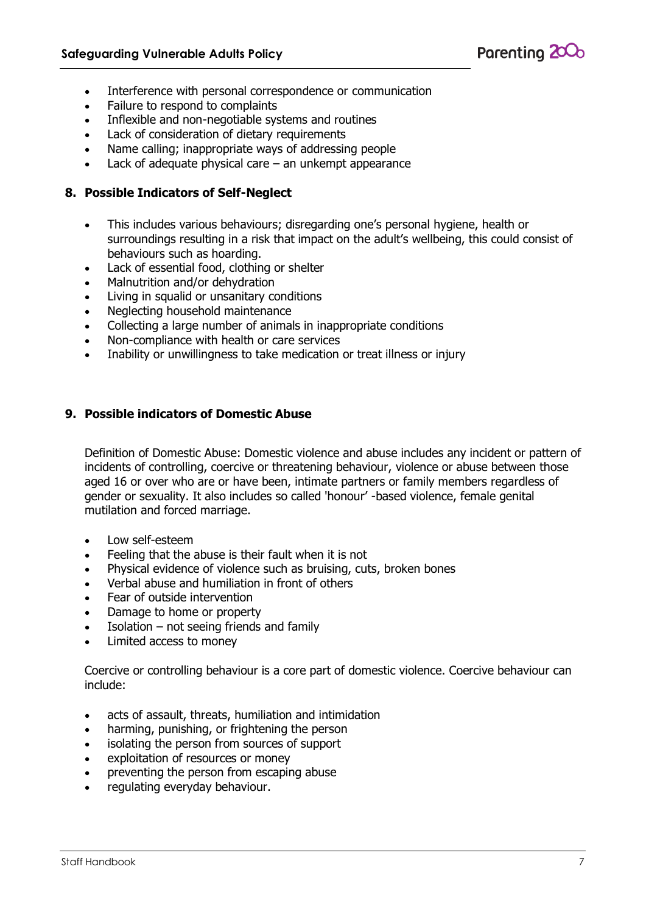- Interference with personal correspondence or communication
- Failure to respond to complaints
- Inflexible and non-negotiable systems and routines
- Lack of consideration of dietary requirements
- Name calling; inappropriate ways of addressing people
- Lack of adequate physical care – an unkempt appearance

## 8. Possible Indicators of Self-Neglect

- This includes various behaviours; disregarding one's personal hygiene, health or surroundings resulting in a risk that impact on the adult's wellbeing, this could consist of behaviours such as hoarding.
- Lack of essential food, clothing or shelter
- Malnutrition and/or dehydration
- Living in squalid or unsanitary conditions
- Neglecting household maintenance
- Collecting a large number of animals in inappropriate conditions
- Non-compliance with health or care services
- Inability or unwillingness to take medication or treat illness or injury

## 9. Possible indicators of Domestic Abuse

Definition of Domestic Abuse: Domestic violence and abuse includes any incident or pattern of incidents of controlling, coercive or threatening behaviour, violence or abuse between those aged 16 or over who are or have been, intimate partners or family members regardless of gender or sexuality. It also includes so called 'honour' -based violence, female genital mutilation and forced marriage.

- Low self-esteem
- Feeling that the abuse is their fault when it is not
- Physical evidence of violence such as bruising, cuts, broken bones
- Verbal abuse and humiliation in front of others
- Fear of outside intervention
- Damage to home or property
- Isolation – not seeing friends and family
- Limited access to money

Coercive or controlling behaviour is a core part of domestic violence. Coercive behaviour can include:

- acts of assault, threats, humiliation and intimidation
- harming, punishing, or frightening the person
- isolating the person from sources of support
- exploitation of resources or money
- preventing the person from escaping abuse
- regulating everyday behaviour.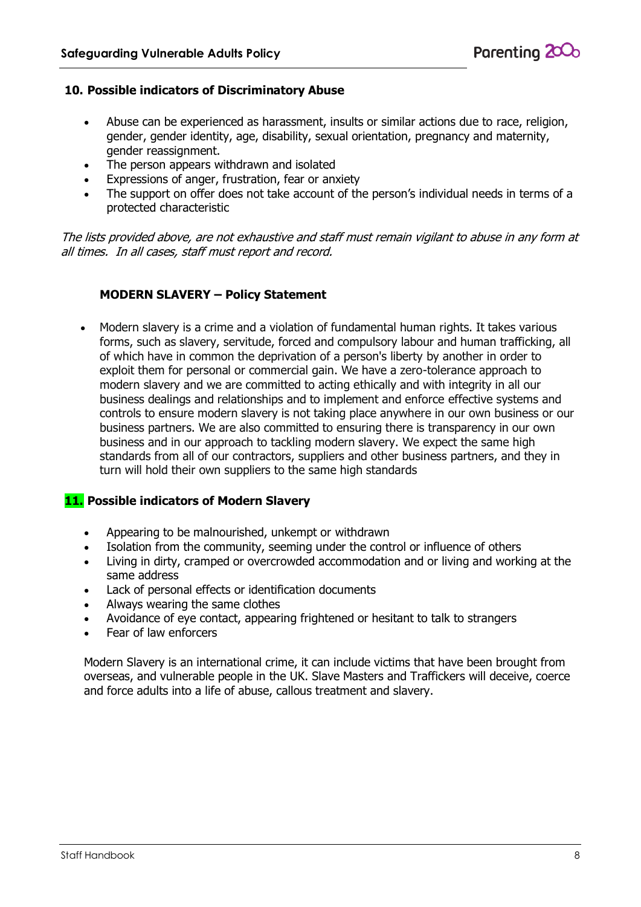## 10. Possible indicators of Discriminatory Abuse

- Abuse can be experienced as harassment, insults or similar actions due to race, religion, gender, gender identity, age, disability, sexual orientation, pregnancy and maternity, gender reassignment.
- The person appears withdrawn and isolated
- Expressions of anger, frustration, fear or anxiety
- The support on offer does not take account of the person's individual needs in terms of a protected characteristic

*The lists provided above, are not exhaustive and staff must remain vigilant to abuse in any form at all times. In all cases, staff must report and record.*

### MODERN SLAVERY – Policy Statement

- Modern slavery is a crime and a violation of fundamental human rights. It takes various forms, such as slavery, servitude, forced and compulsory labour and human trafficking, all of which have in common the deprivation of a person's liberty by another in order to exploit them for personal or commercial gain. We have a zero-tolerance approach to modern slavery and we are committed to acting ethically and with integrity in all our business dealings and relationships and to implement and enforce effective systems and controls to ensure modern slavery is not taking place anywhere in our own business or our business partners. We are also committed to ensuring there is transparency in our own business and in our approach to tackling modern slavery. We expect the same high standards from all of our contractors, suppliers and other business partners, and they in turn will hold their own suppliers to the same high standards

## 11. Possible indicators of Modern Slavery

- Appearing to be malnourished, unkempt or withdrawn
- Isolation from the community, seeming under the control or influence of others
- Living in dirty, cramped or overcrowded accommodation and or living and working at the same address
- Lack of personal effects or identification documents
- Always wearing the same clothes
- Avoidance of eye contact, appearing frightened or hesitant to talk to strangers
- Fear of law enforcers

Modern Slavery is an international crime, it can include victims that have been brought from overseas, and vulnerable people in the UK. Slave Masters and Traffickers will deceive, coerce and force adults into a life of abuse, callous treatment and slavery.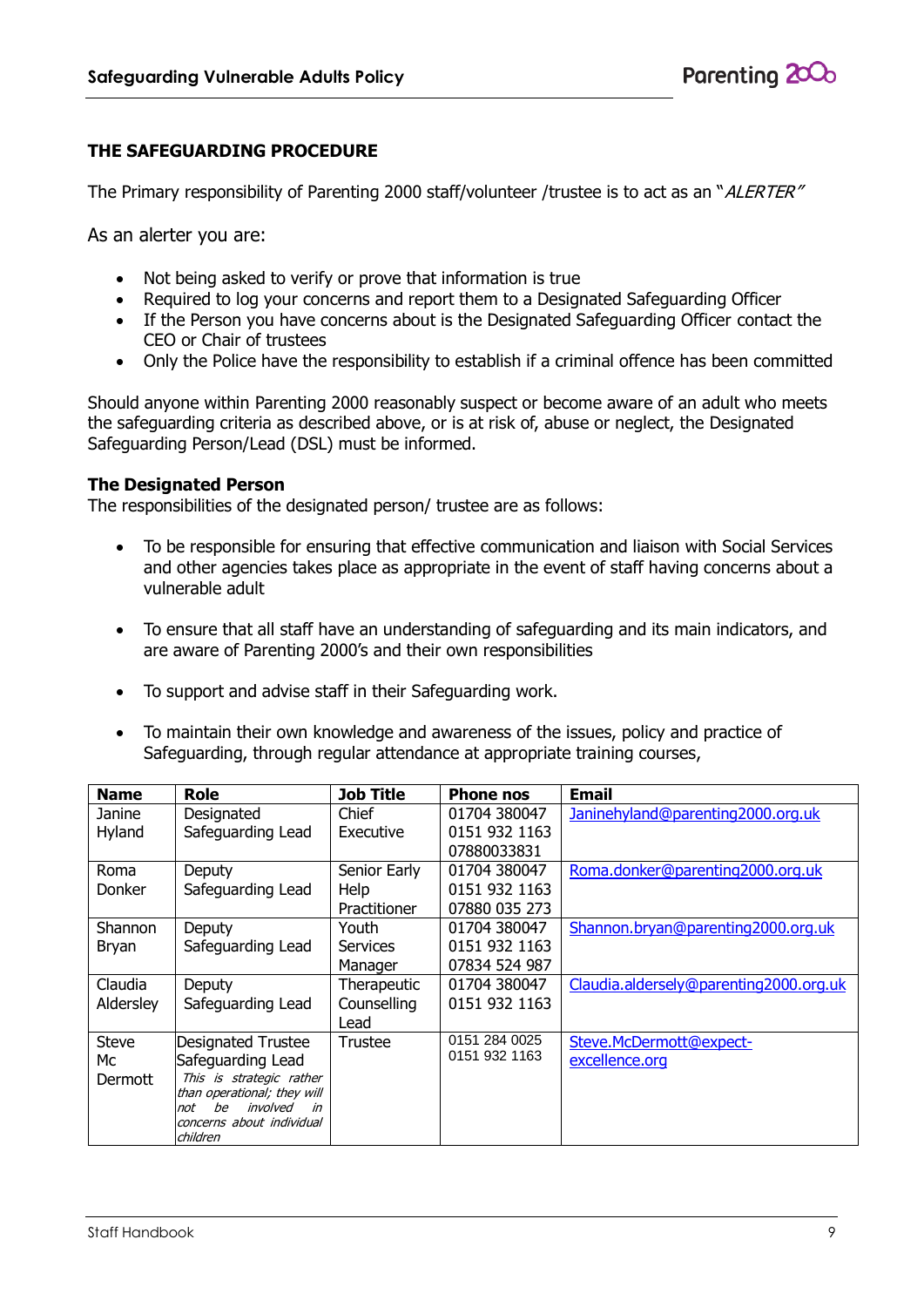## THE SAFEGUARDING PROCEDURE

The Primary responsibility of Parenting 2000 staff/volunteer /trustee is to act as an "*ALERTER*"

As an alerter you are:

- Not being asked to verify or prove that information is true
- Required to log your concerns and report them to a Designated Safeguarding Officer
- If the Person you have concerns about is the Designated Safeguarding Officer contact the CEO or Chair of trustees
- Only the Police have the responsibility to establish if a criminal offence has been committed

Should anyone within Parenting 2000 reasonably suspect or become aware of an adult who meets the safeguarding criteria as described above, or is at risk of, abuse or neglect, the Designated Safeguarding Person/Lead (DSL) must be informed.

### The Designated Person

The responsibilities of the designated person/ trustee are as follows:

- To be responsible for ensuring that effective communication and liaison with Social Services and other agencies takes place as appropriate in the event of staff having concerns about a vulnerable adult

- To ensure that all staff have an understanding of safeguarding and its main indicators, and are aware of Parenting 2000's and their own responsibilities

- To support and advise staff in their Safeguarding work.

- To maintain their own knowledge and awareness of the issues, policy and practice of Safeguarding, through regular attendance at appropriate training courses,

| Name | Role | Job Title | Phone nos | Email |
|---|---|---|---|---|
| Janine Hyland | Designated Safeguarding Lead | Chief Executive | 01704 380047<br>0151 932 1163<br>07880033831 | Janinehyland@parenting2000.org.uk |
| Roma Donker | Deputy Safeguarding Lead | Senior Early Help Practitioner | 01704 380047<br>0151 932 1163<br>07880 035 273 | Roma.donker@parenting2000.org.uk |
| Shannon Bryan | Deputy Safeguarding Lead | Youth Services Manager | 01704 380047<br>0151 932 1163<br>07834 524 987 | Shannon.bryan@parenting2000.org.uk |
| Claudia Aldersley | Deputy Safeguarding Lead | Therapeutic Counselling Lead | 01704 380047<br>0151 932 1163 | Claudia.aldersely@parenting2000.org.uk |
| Steve Mc Dermott | Designated Trustee Safeguarding Lead<br>*This is strategic rather than operational; they will not be involved in concerns about individual children* | Trustee | 0151 284 0025<br>0151 932 1163 | Steve.McDermott@expect-excellence.org |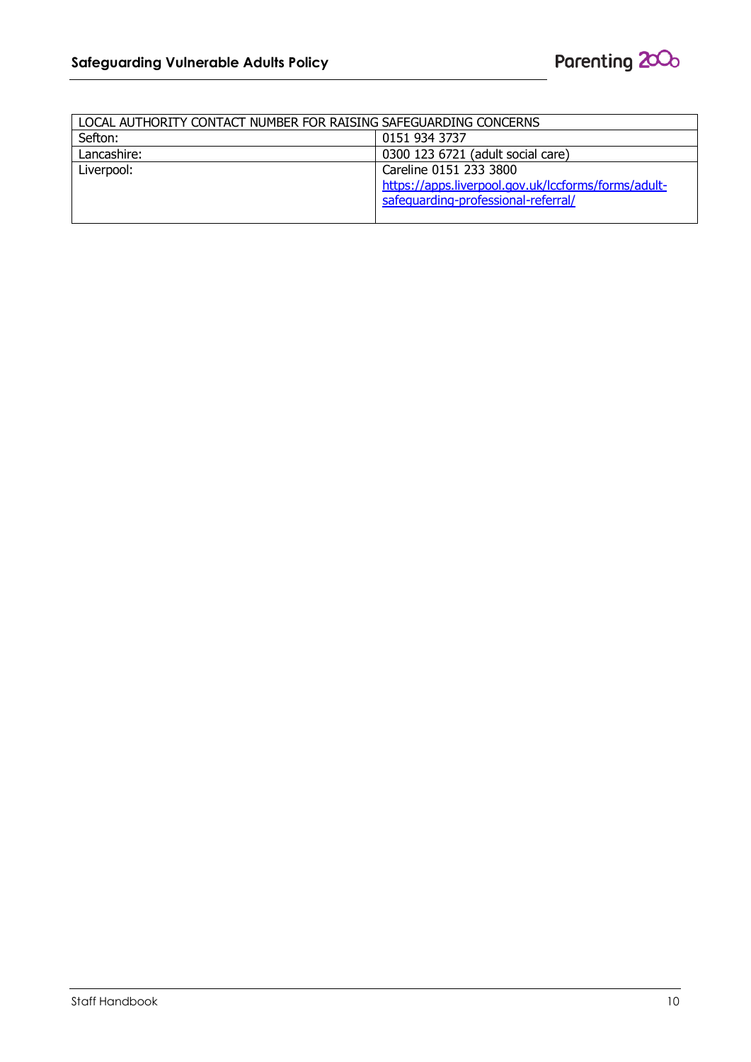| LOCAL AUTHORITY CONTACT NUMBER FOR RAISING SAFEGUARDING CONCERNS | |
| --- | --- |
| Sefton: | 0151 934 3737 |
| Lancashire: | 0300 123 6721 (adult social care) |
| Liverpool: | Careline 0151 233 3800 https://apps.liverpool.gov.uk/lccforms/forms/adult-safeguarding-professional-referral/ |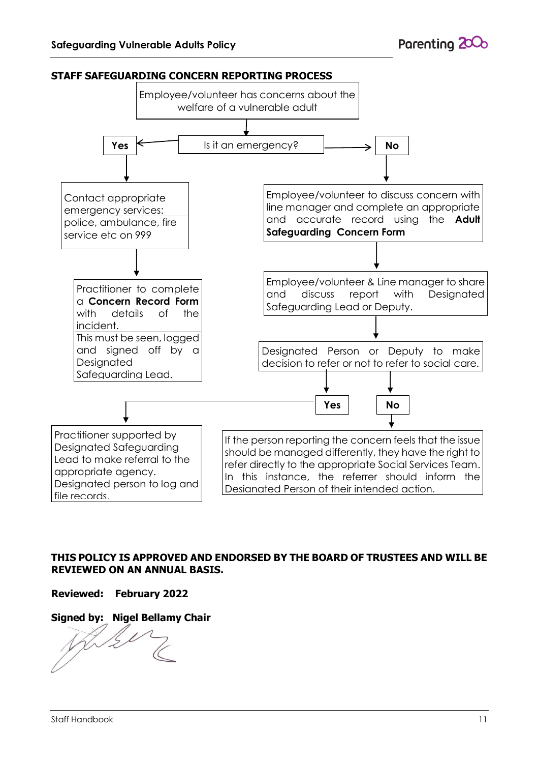## STAFF SAFEGUARDING CONCERN REPORTING PROCESS

Employee/volunteer has concerns about the welfare of a vulnerable adult

Is it an emergency?

**Yes**

Contact appropriate emergency services: police, ambulance, fire service etc on 999

Practitioner to complete a **Concern Record Form** with details of the incident. This must be seen, logged and signed off by a Designated Safeguarding Lead.

**No**

Employee/volunteer to discuss concern with line manager and complete an appropriate and accurate record using the **Adult Safeguarding Concern Form**

Employee/volunteer & Line manager to share and discuss report with Designated Safeguarding Lead or Deputy.

Designated Person or Deputy to make decision to refer or not to refer to social care.

**Yes**

Practitioner supported by Designated Safeguarding Lead to make referral to the appropriate agency. Designated person to log and file records.

**No**

If the person reporting the concern feels that the issue should be managed differently, they have the right to refer directly to the appropriate Social Services Team. In this instance, the referrer should inform the Designated Person of their intended action.

**THIS POLICY IS APPROVED AND ENDORSED BY THE BOARD OF TRUSTEES AND WILL BE REVIEWED ON AN ANNUAL BASIS.**

**Reviewed: February 2022**

**Signed by: Nigel Bellamy Chair**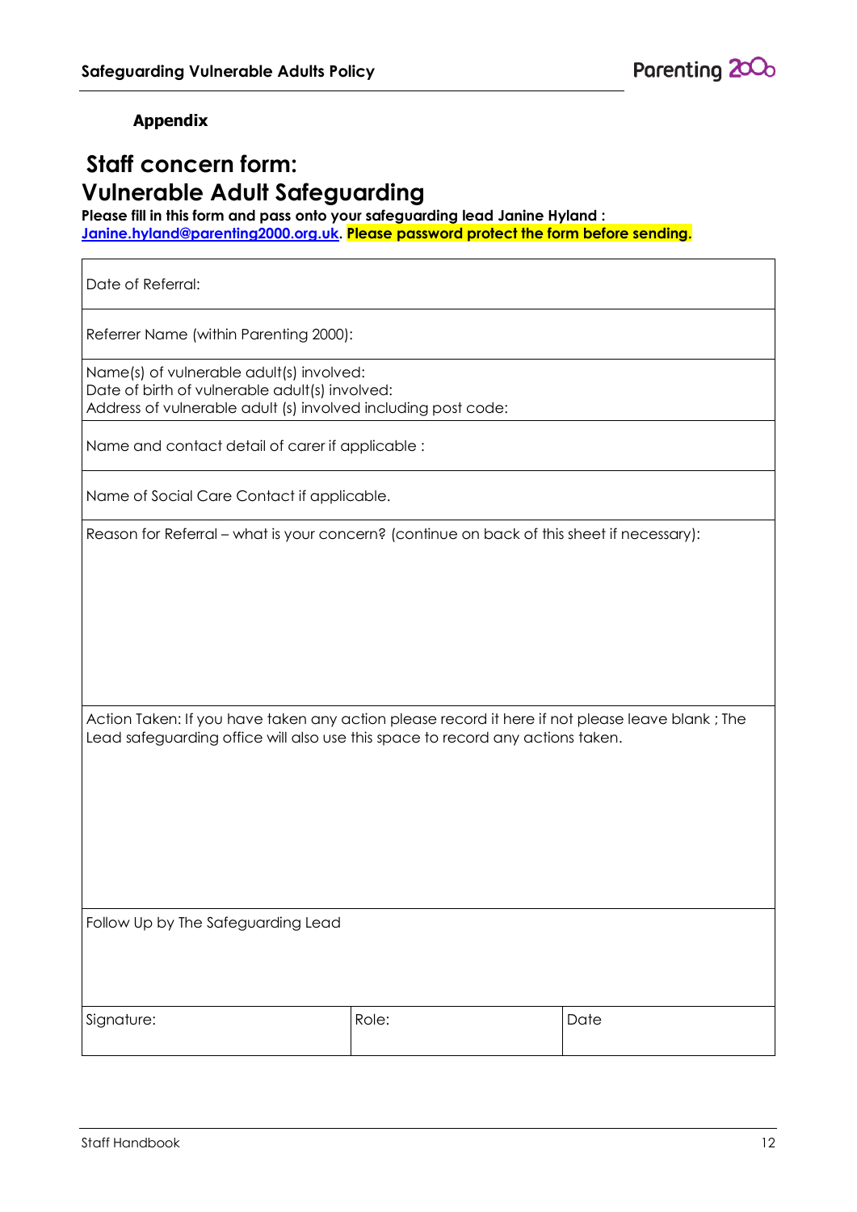**Appendix**

# Staff concern form:
# Vulnerable Adult Safeguarding

**Please fill in this form and pass onto your safeguarding lead Janine Hyland : Janine.hyland@parenting2000.org.uk. Please password protect the form before sending.**

| | | |
|---|---|---|
| Date of Referral: | | |
| Referrer Name (within Parenting 2000): | | |
| Name(s) of vulnerable adult(s) involved:<br>Date of birth of vulnerable adult(s) involved:<br>Address of vulnerable adult (s) involved including post code: | | |
| Name and contact detail of carer if applicable : | | |
| Name of Social Care Contact if applicable. | | |
| Reason for Referral – what is your concern? (continue on back of this sheet if necessary): | | |
| Action Taken: If you have taken any action please record it here if not please leave blank ; The Lead safeguarding office will also use this space to record any actions taken. | | |
| Follow Up by The Safeguarding Lead | | |
| Signature: | Role: | Date |